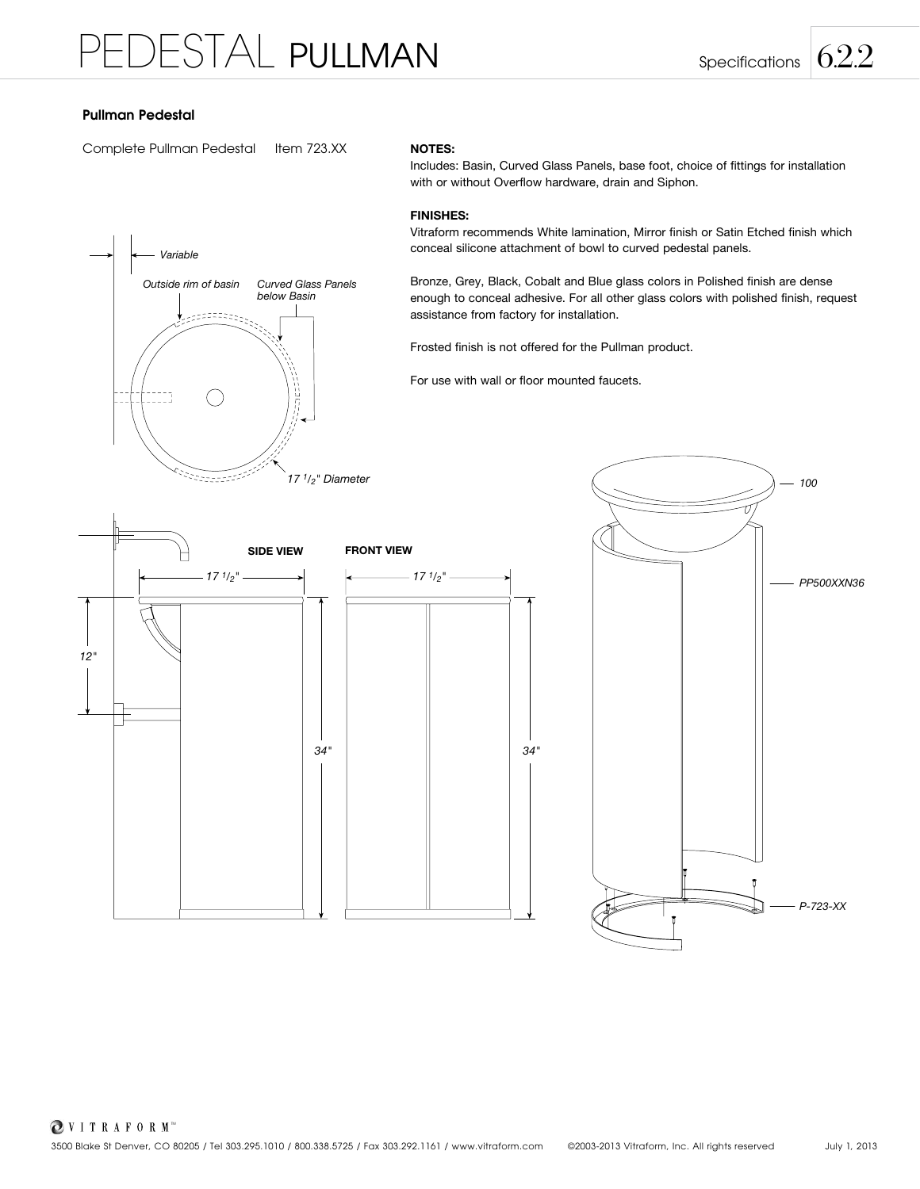# PEDESTAL PULLMAN

Specifications 6.2.2

### Pullman Pedestal

Complete Pullman Pedestal    Item 723.XX

**NOTES:**

Includes: Basin, Curved Glass Panels, base foot, choice of fittings for installation with or without Overflow hardware, drain and Siphon.

**FINISHES:**

Vitraform recommends White lamination, Mirror finish or Satin Etched finish which conceal silicone attachment of bowl to curved pedestal panels.

Bronze, Grey, Black, Cobalt and Blue glass colors in Polished finish are dense enough to conceal adhesive. For all other glass colors with polished finish, request assistance from factory for installation.

Frosted finish is not offered for the Pullman product.

For use with wall or floor mounted faucets.

*Variable*

*Outside rim of basin*

*Curved Glass Panels below Basin*

*17 1/2" Diameter*

**SIDE VIEW**

*17 1/2"*

*12"*

*34"*

**FRONT VIEW**

*17 1/2"*

*34"*

*100*

*PP500XXN36*

*P-723-XX*

VITRAFORM™

3500 Blake St Denver, CO 80205 / Tel 303.295.1010 / 800.338.5725 / Fax 303.292.1161 / www.vitraform.com    ©2003-2013 Vitraform, Inc. All rights reserved    July 1, 2013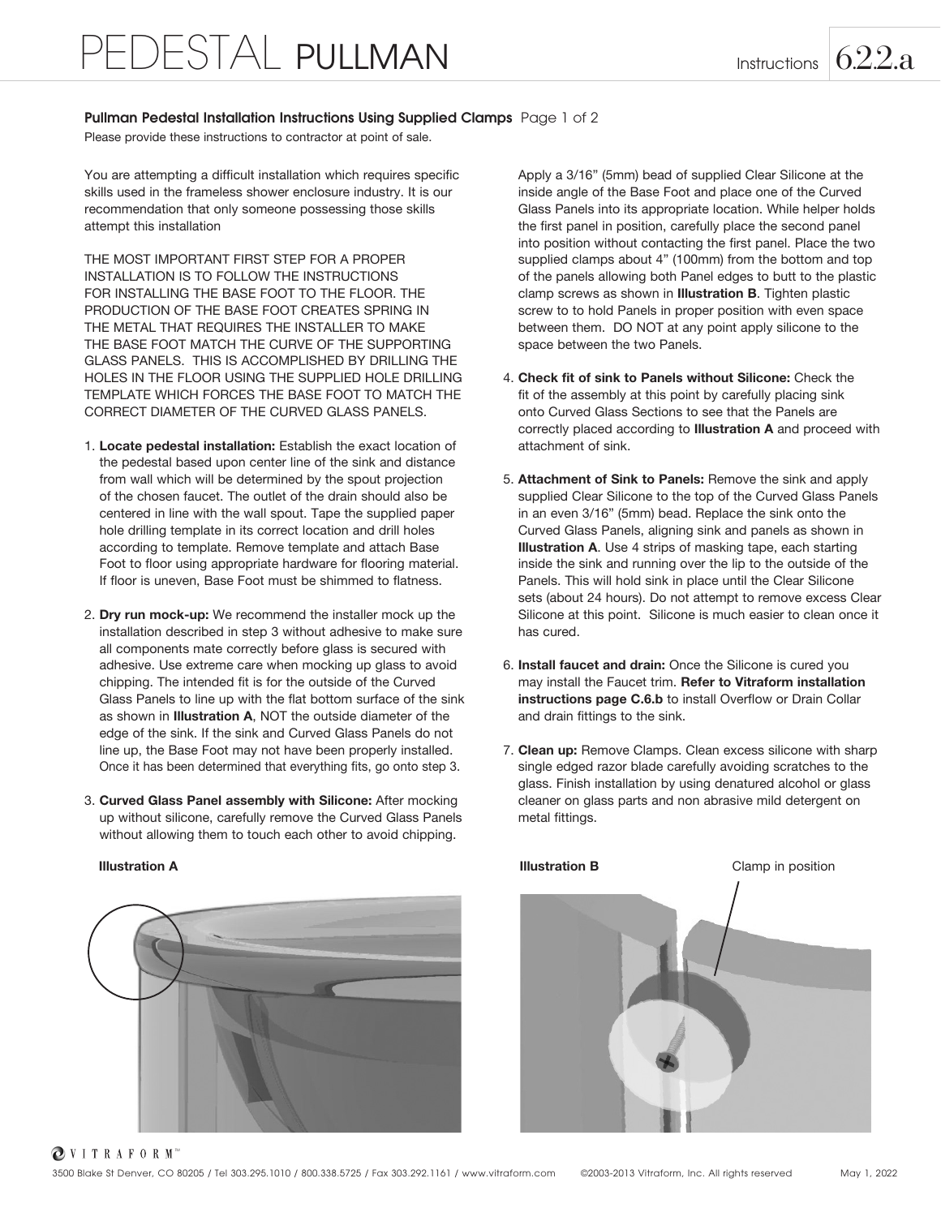# PEDESTAL PULLMAN

Instructions 6.2.2.a

**Pullman Pedestal Installation Instructions Using Supplied Clamps** Page 1 of 2

Please provide these instructions to contractor at point of sale.

You are attempting a difficult installation which requires specific skills used in the frameless shower enclosure industry. It is our recommendation that only someone possessing those skills attempt this installation

THE MOST IMPORTANT FIRST STEP FOR A PROPER INSTALLATION IS TO FOLLOW THE INSTRUCTIONS FOR INSTALLING THE BASE FOOT TO THE FLOOR. THE PRODUCTION OF THE BASE FOOT CREATES SPRING IN THE METAL THAT REQUIRES THE INSTALLER TO MAKE THE BASE FOOT MATCH THE CURVE OF THE SUPPORTING GLASS PANELS. THIS IS ACCOMPLISHED BY DRILLING THE HOLES IN THE FLOOR USING THE SUPPLIED HOLE DRILLING TEMPLATE WHICH FORCES THE BASE FOOT TO MATCH THE CORRECT DIAMETER OF THE CURVED GLASS PANELS.

1. **Locate pedestal installation:** Establish the exact location of the pedestal based upon center line of the sink and distance from wall which will be determined by the spout projection of the chosen faucet. The outlet of the drain should also be centered in line with the wall spout. Tape the supplied paper hole drilling template in its correct location and drill holes according to template. Remove template and attach Base Foot to floor using appropriate hardware for flooring material. If floor is uneven, Base Foot must be shimmed to flatness.

2. **Dry run mock-up:** We recommend the installer mock up the installation described in step 3 without adhesive to make sure all components mate correctly before glass is secured with adhesive. Use extreme care when mocking up glass to avoid chipping. The intended fit is for the outside of the Curved Glass Panels to line up with the flat bottom surface of the sink as shown in **Illustration A**, NOT the outside diameter of the edge of the sink. If the sink and Curved Glass Panels do not line up, the Base Foot may not have been properly installed. Once it has been determined that everything fits, go onto step 3.

3. **Curved Glass Panel assembly with Silicone:** After mocking up without silicone, carefully remove the Curved Glass Panels without allowing them to touch each other to avoid chipping.

   Apply a 3/16" (5mm) bead of supplied Clear Silicone at the inside angle of the Base Foot and place one of the Curved Glass Panels into its appropriate location. While helper holds the first panel in position, carefully place the second panel into position without contacting the first panel. Place the two supplied clamps about 4" (100mm) from the bottom and top of the panels allowing both Panel edges to butt to the plastic clamp screws as shown in **Illustration B**. Tighten plastic screw to to hold Panels in proper position with even space between them. DO NOT at any point apply silicone to the space between the two Panels.

4. **Check fit of sink to Panels without Silicone:** Check the fit of the assembly at this point by carefully placing sink onto Curved Glass Sections to see that the Panels are correctly placed according to **Illustration A** and proceed with attachment of sink.

5. **Attachment of Sink to Panels:** Remove the sink and apply supplied Clear Silicone to the top of the Curved Glass Panels in an even 3/16" (5mm) bead. Replace the sink onto the Curved Glass Panels, aligning sink and panels as shown in **Illustration A**. Use 4 strips of masking tape, each starting inside the sink and running over the lip to the outside of the Panels. This will hold sink in place until the Clear Silicone sets (about 24 hours). Do not attempt to remove excess Clear Silicone at this point. Silicone is much easier to clean once it has cured.

6. **Install faucet and drain:** Once the Silicone is cured you may install the Faucet trim. **Refer to Vitraform installation instructions page C.6.b** to install Overflow or Drain Collar and drain fittings to the sink.

7. **Clean up:** Remove Clamps. Clean excess silicone with sharp single edged razor blade carefully avoiding scratches to the glass. Finish installation by using denatured alcohol or glass cleaner on glass parts and non abrasive mild detergent on metal fittings.

**Illustration A**

**Illustration B**

Clamp in position

VITRAFORM™

3500 Blake St Denver, CO 80205 / Tel 303.295.1010 / 800.338.5725 / Fax 303.292.1161 / www.vitraform.com ©2003-2013 Vitraform, Inc. All rights reserved May 1, 2022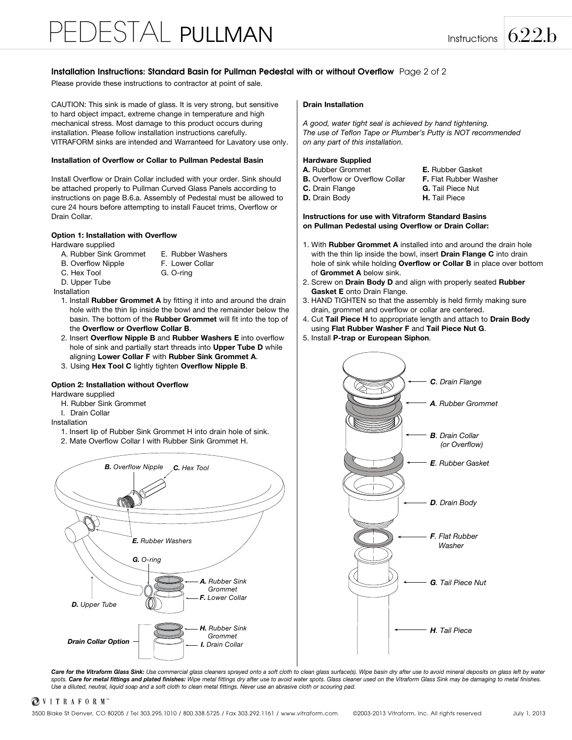# PEDESTAL PULLMAN

Instructions 6.2.2.b

### Installation Instructions: Standard Basin for Pullman Pedestal with or without Overflow Page 2 of 2

Please provide these instructions to contractor at point of sale.

CAUTION: This sink is made of glass. It is very strong, but sensitive to hard object impact, extreme change in temperature and high mechanical stress. Most damage to this product occurs during installation. Please follow installation instructions carefully. VITRAFORM sinks are intended and Warranteed for Lavatory use only.

**Installation of Overflow or Collar to Pullman Pedestal Basin**

Install Overflow or Drain Collar included with your order. Sink should be attached properly to Pullman Curved Glass Panels according to instructions on page B.6.a. Assembly of Pedestal must be allowed to cure 24 hours before attempting to install Faucet trims, Overflow or Drain Collar.

**Option 1: Installation with Overflow**

Hardware supplied

- A. Rubber Sink Grommet
- B. Overflow Nipple
- C. Hex Tool
- D. Upper Tube
- E. Rubber Washers
- F. Lower Collar
- G. O-ring

Installation

1. Install **Rubber Grommet A** by fitting it into and around the drain hole with the thin lip inside the bowl and the remainder below the basin. The bottom of the **Rubber Grommet** will fit into the top of the **Overflow or Overflow Collar B**.
2. Insert **Overflow Nipple B** and **Rubber Washers E** into overflow hole of sink and partially start threads into **Upper Tube D** while aligning **Lower Collar F** with **Rubber Sink Grommet A**.
3. Using **Hex Tool C** lightly tighten **Overflow Nipple B**.

**Option 2: Installation without Overflow**

Hardware supplied

- H. Rubber Sink Grommet
- I. Drain Collar

Installation

1. Insert lip of Rubber Sink Grommet H into drain hole of sink.
2. Mate Overflow Collar I with Rubber Sink Grommet H.

*B. Overflow Nipple*
*C. Hex Tool*
*E. Rubber Washers*
*G. O-ring*
*A. Rubber Sink Grommet*
*F. Lower Collar*
*D. Upper Tube*
*H. Rubber Sink Grommet*
*I. Drain Collar*
*Drain Collar Option*

**Drain Installation**

*A good, water tight seal is achieved by hand tightening. The use of Teflon Tape or Plumber's Putty is NOT recommended on any part of this installation.*

**Hardware Supplied**

- **A.** Rubber Grommet
- **B.** Overflow or Overflow Collar
- **C.** Drain Flange
- **D.** Drain Body
- **E.** Rubber Gasket
- **F.** Flat Rubber Washer
- **G.** Tail Piece Nut
- **H.** Tail Piece

**Instructions for use with Vitraform Standard Basins on Pullman Pedestal using Overflow or Drain Collar:**

1. With **Rubber Grommet A** installed into and around the drain hole with the thin lip inside the bowl, insert **Drain Flange C** into drain hole of sink while holding **Overflow or Collar B** in place over bottom of **Grommet A** below sink.
2. Screw on **Drain Body D** and align with properly seated **Rubber Gasket E** onto Drain Flange.
3. HAND TIGHTEN so that the assembly is held firmly making sure drain, grommet and overflow or collar are centered.
4. Cut **Tail Piece H** to appropriate length and attach to **Drain Body** using **Flat Rubber Washer F** and **Tail Piece Nut G**.
5. Install **P-trap or European Siphon**.

*C. Drain Flange*
*A. Rubber Grommet*
*B. Drain Collar (or Overflow)*
*E. Rubber Gasket*
*D. Drain Body*
*F. Flat Rubber Washer*
*G. Tail Piece Nut*
*H. Tail Piece*

***Care for the Vitraform Glass Sink:*** *Use commercial glass cleaners sprayed onto a soft cloth to clean glass surface(s). Wipe basin dry after use to avoid mineral deposits on glass left by water spots.* ***Care for metal fittings and plated finishes:*** *Wipe metal fittings dry after use to avoid water spots. Glass cleaner used on the Vitraform Glass Sink may be damaging to metal finishes. Use a diluted, neutral, liquid soap and a soft cloth to clean metal fittings. Never use an abrasive cloth or scouring pad.*

VITRAFORM™

3500 Blake St Denver, CO 80205 / Tel 303.295.1010 / 800.338.5725 / Fax 303.292.1161 / www.vitraform.com ©2003-2013 Vitraform, Inc. All rights reserved July 1, 2013